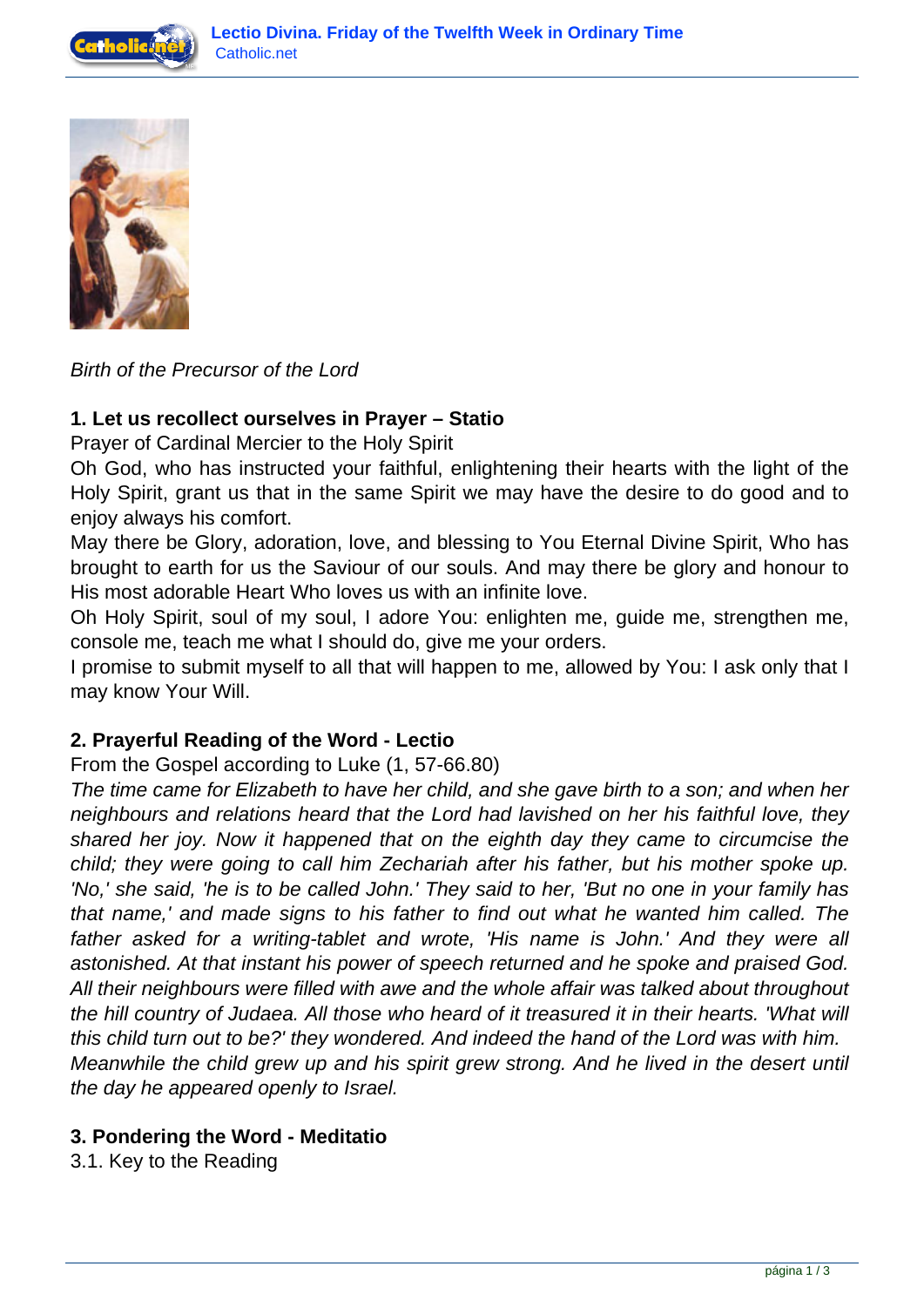*Birth of the Precursor of the Lord*

## 1. Let us recollect ourselves in Prayer – Statio

Prayer of Cardinal Mercier to the Holy Spirit

Oh God, who has instructed your faithful, enlightening their hearts with the light of the Holy Spirit, grant us that in the same Spirit we may have the desire to do good and to enjoy always his comfort.

May there be Glory, adoration, love, and blessing to You Eternal Divine Spirit, Who has brought to earth for us the Saviour of our souls. And may there be glory and honour to His most adorable Heart Who loves us with an infinite love.

Oh Holy Spirit, soul of my soul, I adore You: enlighten me, guide me, strengthen me, console me, teach me what I should do, give me your orders.

I promise to submit myself to all that will happen to me, allowed by You: I ask only that I may know Your Will.

## 2. Prayerful Reading of the Word - Lectio

From the Gospel according to Luke (1, 57-66.80)

*The time came for Elizabeth to have her child, and she gave birth to a son; and when her neighbours and relations heard that the Lord had lavished on her his faithful love, they shared her joy. Now it happened that on the eighth day they came to circumcise the child; they were going to call him Zechariah after his father, but his mother spoke up. 'No,' she said, 'he is to be called John.' They said to her, 'But no one in your family has that name,' and made signs to his father to find out what he wanted him called. The father asked for a writing-tablet and wrote, 'His name is John.' And they were all astonished. At that instant his power of speech returned and he spoke and praised God. All their neighbours were filled with awe and the whole affair was talked about throughout the hill country of Judaea. All those who heard of it treasured it in their hearts. 'What will this child turn out to be?' they wondered. And indeed the hand of the Lord was with him.*
*Meanwhile the child grew up and his spirit grew strong. And he lived in the desert until the day he appeared openly to Israel.*

## 3. Pondering the Word - Meditatio

3.1. Key to the Reading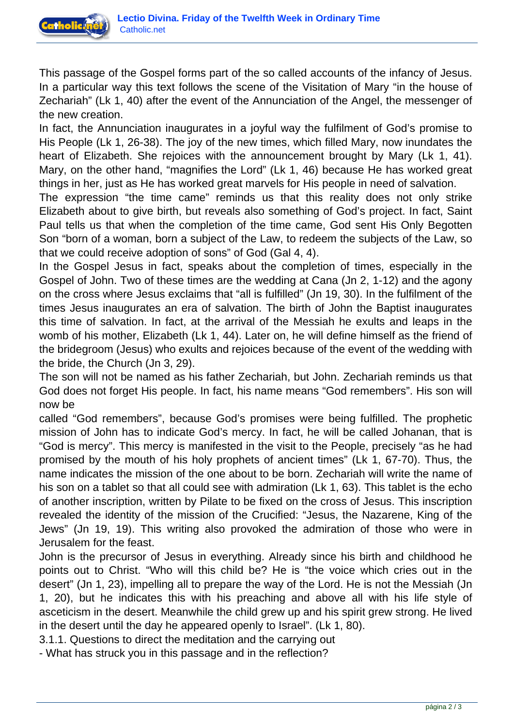This passage of the Gospel forms part of the so called accounts of the infancy of Jesus. In a particular way this text follows the scene of the Visitation of Mary "in the house of Zechariah" (Lk 1, 40) after the event of the Annunciation of the Angel, the messenger of the new creation.

In fact, the Annunciation inaugurates in a joyful way the fulfilment of God's promise to His People (Lk 1, 26-38). The joy of the new times, which filled Mary, now inundates the heart of Elizabeth. She rejoices with the announcement brought by Mary (Lk 1, 41). Mary, on the other hand, "magnifies the Lord" (Lk 1, 46) because He has worked great things in her, just as He has worked great marvels for His people in need of salvation.

The expression "the time came" reminds us that this reality does not only strike Elizabeth about to give birth, but reveals also something of God's project. In fact, Saint Paul tells us that when the completion of the time came, God sent His Only Begotten Son "born of a woman, born a subject of the Law, to redeem the subjects of the Law, so that we could receive adoption of sons" of God (Gal 4, 4).

In the Gospel Jesus in fact, speaks about the completion of times, especially in the Gospel of John. Two of these times are the wedding at Cana (Jn 2, 1-12) and the agony on the cross where Jesus exclaims that "all is fulfilled" (Jn 19, 30). In the fulfilment of the times Jesus inaugurates an era of salvation. The birth of John the Baptist inaugurates this time of salvation. In fact, at the arrival of the Messiah he exults and leaps in the womb of his mother, Elizabeth (Lk 1, 44). Later on, he will define himself as the friend of the bridegroom (Jesus) who exults and rejoices because of the event of the wedding with the bride, the Church (Jn 3, 29).

The son will not be named as his father Zechariah, but John. Zechariah reminds us that God does not forget His people. In fact, his name means "God remembers". His son will now be called "God remembers", because God's promises were being fulfilled. The prophetic mission of John has to indicate God's mercy. In fact, he will be called Johanan, that is "God is mercy". This mercy is manifested in the visit to the People, precisely "as he had promised by the mouth of his holy prophets of ancient times" (Lk 1, 67-70). Thus, the name indicates the mission of the one about to be born. Zechariah will write the name of his son on a tablet so that all could see with admiration (Lk 1, 63). This tablet is the echo of another inscription, written by Pilate to be fixed on the cross of Jesus. This inscription revealed the identity of the mission of the Crucified: "Jesus, the Nazarene, King of the Jews" (Jn 19, 19). This writing also provoked the admiration of those who were in Jerusalem for the feast.

John is the precursor of Jesus in everything. Already since his birth and childhood he points out to Christ. "Who will this child be? He is "the voice which cries out in the desert" (Jn 1, 23), impelling all to prepare the way of the Lord. He is not the Messiah (Jn 1, 20), but he indicates this with his preaching and above all with his life style of asceticism in the desert. Meanwhile the child grew up and his spirit grew strong. He lived in the desert until the day he appeared openly to Israel". (Lk 1, 80).

3.1.1. Questions to direct the meditation and the carrying out

- What has struck you in this passage and in the reflection?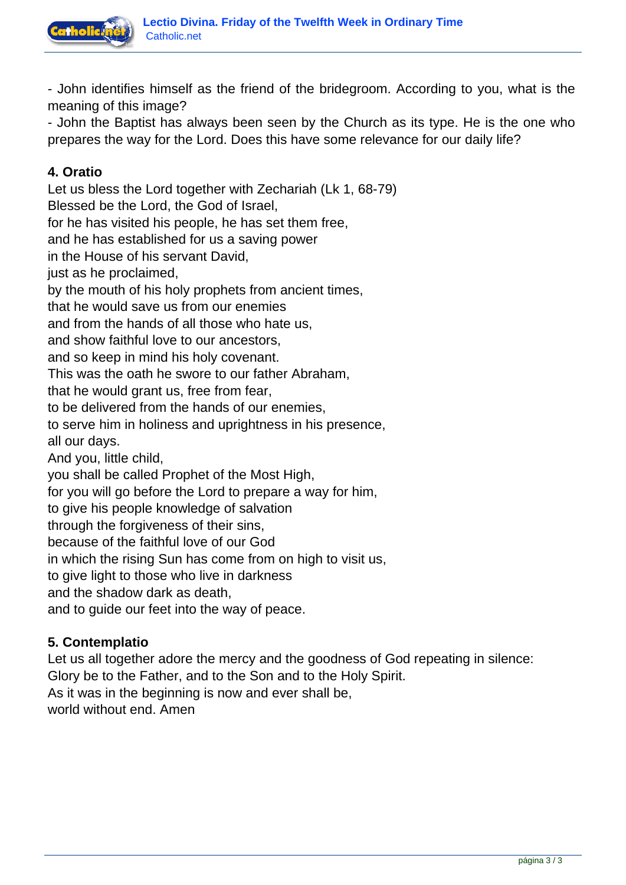- John identifies himself as the friend of the bridegroom. According to you, what is the meaning of this image?
- John the Baptist has always been seen by the Church as its type. He is the one who prepares the way for the Lord. Does this have some relevance for our daily life?

### 4. Oratio

Let us bless the Lord together with Zechariah (Lk 1, 68-79)
Blessed be the Lord, the God of Israel,
for he has visited his people, he has set them free,
and he has established for us a saving power
in the House of his servant David,
just as he proclaimed,
by the mouth of his holy prophets from ancient times,
that he would save us from our enemies
and from the hands of all those who hate us,
and show faithful love to our ancestors,
and so keep in mind his holy covenant.
This was the oath he swore to our father Abraham,
that he would grant us, free from fear,
to be delivered from the hands of our enemies,
to serve him in holiness and uprightness in his presence,
all our days.
And you, little child,
you shall be called Prophet of the Most High,
for you will go before the Lord to prepare a way for him,
to give his people knowledge of salvation
through the forgiveness of their sins,
because of the faithful love of our God
in which the rising Sun has come from on high to visit us,
to give light to those who live in darkness
and the shadow dark as death,
and to guide our feet into the way of peace.

### 5. Contemplatio

Let us all together adore the mercy and the goodness of God repeating in silence:
Glory be to the Father, and to the Son and to the Holy Spirit.
As it was in the beginning is now and ever shall be,
world without end. Amen